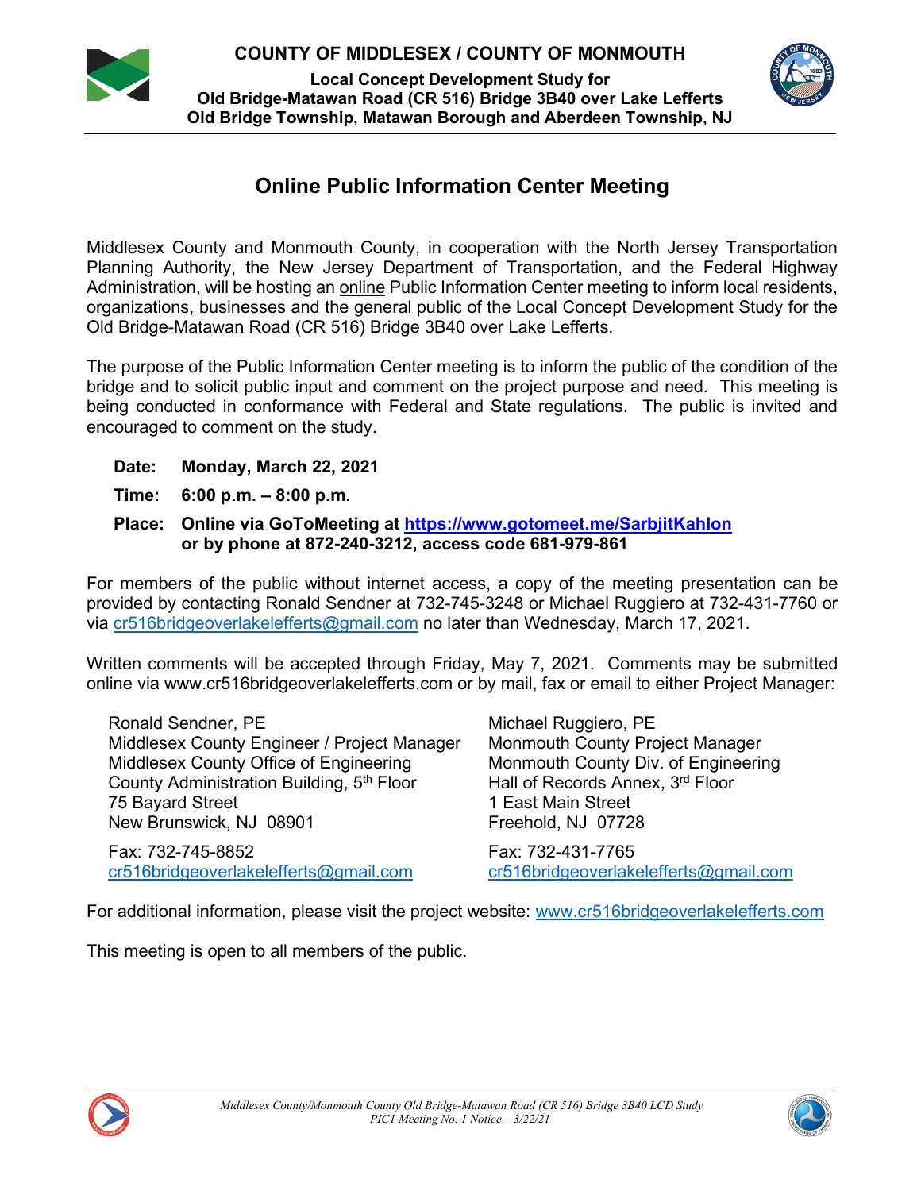**COUNTY OF MIDDLESEX / COUNTY OF MONMOUTH**

**Local Concept Development Study for**
**Old Bridge-Matawan Road (CR 516) Bridge 3B40 over Lake Lefferts**
**Old Bridge Township, Matawan Borough and Aberdeen Township, NJ**

# Online Public Information Center Meeting

Middlesex County and Monmouth County, in cooperation with the North Jersey Transportation Planning Authority, the New Jersey Department of Transportation, and the Federal Highway Administration, will be hosting an online Public Information Center meeting to inform local residents, organizations, businesses and the general public of the Local Concept Development Study for the Old Bridge-Matawan Road (CR 516) Bridge 3B40 over Lake Lefferts.

The purpose of the Public Information Center meeting is to inform the public of the condition of the bridge and to solicit public input and comment on the project purpose and need. This meeting is being conducted in conformance with Federal and State regulations. The public is invited and encouraged to comment on the study.

**Date: Monday, March 22, 2021**

**Time: 6:00 p.m. – 8:00 p.m.**

**Place: Online via GoToMeeting at https://www.gotomeet.me/SarbjitKahlon**
**or by phone at 872-240-3212, access code 681-979-861**

For members of the public without internet access, a copy of the meeting presentation can be provided by contacting Ronald Sendner at 732-745-3248 or Michael Ruggiero at 732-431-7760 or via cr516bridgeoverlakelefferts@gmail.com no later than Wednesday, March 17, 2021.

Written comments will be accepted through Friday, May 7, 2021. Comments may be submitted online via www.cr516bridgeoverlakelefferts.com or by mail, fax or email to either Project Manager:

Ronald Sendner, PE
Middlesex County Engineer / Project Manager
Middlesex County Office of Engineering
County Administration Building, 5th Floor
75 Bayard Street
New Brunswick, NJ 08901

Fax: 732-745-8852
cr516bridgeoverlakelefferts@gmail.com

Michael Ruggiero, PE
Monmouth County Project Manager
Monmouth County Div. of Engineering
Hall of Records Annex, 3rd Floor
1 East Main Street
Freehold, NJ 07728

Fax: 732-431-7765
cr516bridgeoverlakelefferts@gmail.com

For additional information, please visit the project website: www.cr516bridgeoverlakelefferts.com

This meeting is open to all members of the public.

*Middlesex County/Monmouth County Old Bridge-Matawan Road (CR 516) Bridge 3B40 LCD Study*
*PIC1 Meeting No. 1 Notice – 3/22/21*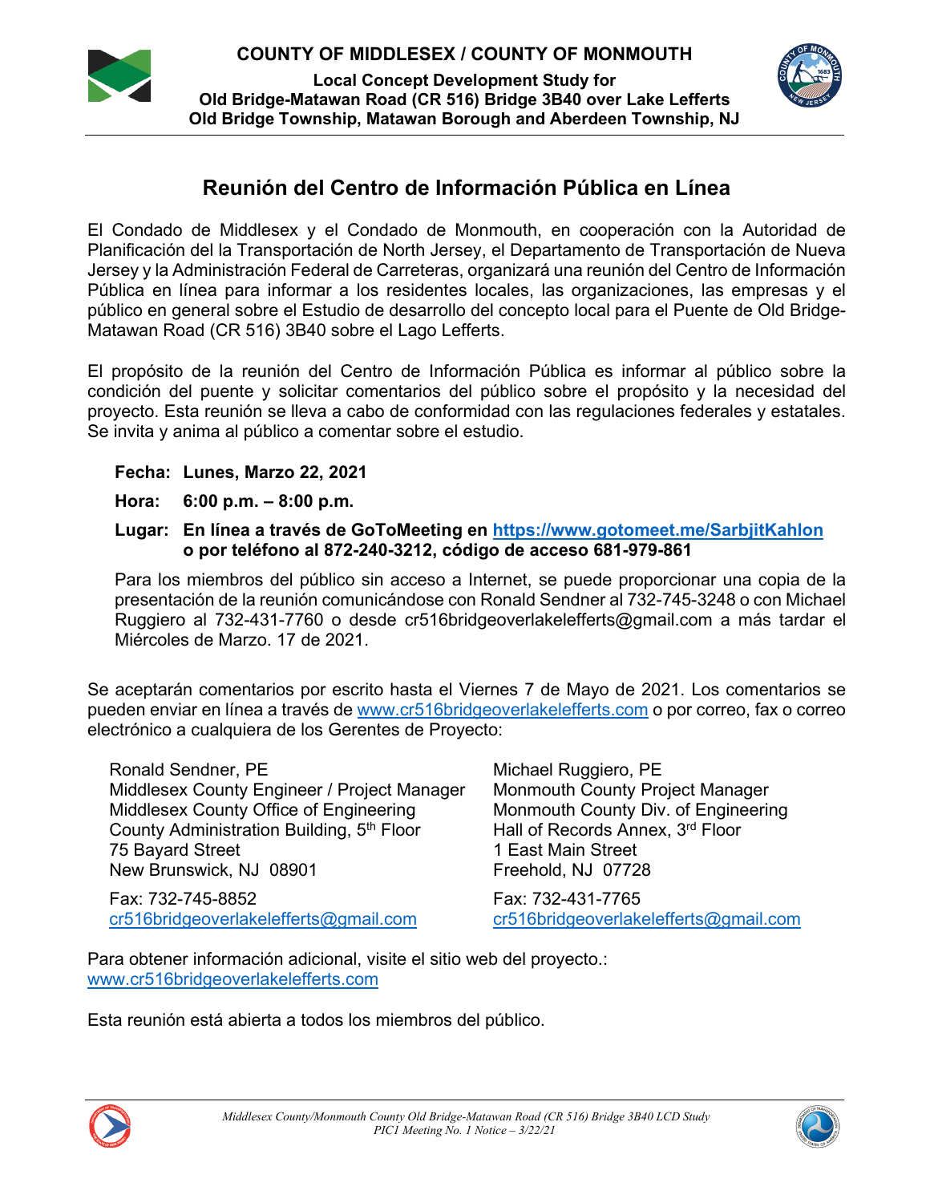**COUNTY OF MIDDLESEX / COUNTY OF MONMOUTH**

**Local Concept Development Study for**
**Old Bridge-Matawan Road (CR 516) Bridge 3B40 over Lake Lefferts**
**Old Bridge Township, Matawan Borough and Aberdeen Township, NJ**

## Reunión del Centro de Información Pública en Línea

El Condado de Middlesex y el Condado de Monmouth, en cooperación con la Autoridad de Planificación del la Transportación de North Jersey, el Departamento de Transportación de Nueva Jersey y la Administración Federal de Carreteras, organizará una reunión del Centro de Información Pública en línea para informar a los residentes locales, las organizaciones, las empresas y el público en general sobre el Estudio de desarrollo del concepto local para el Puente de Old Bridge-Matawan Road (CR 516) 3B40 sobre el Lago Lefferts.

El propósito de la reunión del Centro de Información Pública es informar al público sobre la condición del puente y solicitar comentarios del público sobre el propósito y la necesidad del proyecto. Esta reunión se lleva a cabo de conformidad con las regulaciones federales y estatales. Se invita y anima al público a comentar sobre el estudio.

**Fecha: Lunes, Marzo 22, 2021**

**Hora: 6:00 p.m. – 8:00 p.m.**

**Lugar: En línea a través de GoToMeeting en https://www.gotomeet.me/SarbjitKahlon o por teléfono al 872-240-3212, código de acceso 681-979-861**

Para los miembros del público sin acceso a Internet, se puede proporcionar una copia de la presentación de la reunión comunicándose con Ronald Sendner al 732-745-3248 o con Michael Ruggiero al 732-431-7760 o desde cr516bridgeoverlakelefferts@gmail.com a más tardar el Miércoles de Marzo. 17 de 2021.

Se aceptarán comentarios por escrito hasta el Viernes 7 de Mayo de 2021. Los comentarios se pueden enviar en línea a través de www.cr516bridgeoverlakelefferts.com o por correo, fax o correo electrónico a cualquiera de los Gerentes de Proyecto:

Ronald Sendner, PE
Middlesex County Engineer / Project Manager
Middlesex County Office of Engineering
County Administration Building, 5th Floor
75 Bayard Street
New Brunswick, NJ 08901

Fax: 732-745-8852
cr516bridgeoverlakelefferts@gmail.com

Michael Ruggiero, PE
Monmouth County Project Manager
Monmouth County Div. of Engineering
Hall of Records Annex, 3rd Floor
1 East Main Street
Freehold, NJ 07728

Fax: 732-431-7765
cr516bridgeoverlakelefferts@gmail.com

Para obtener información adicional, visite el sitio web del proyecto.:
www.cr516bridgeoverlakelefferts.com

Esta reunión está abierta a todos los miembros del público.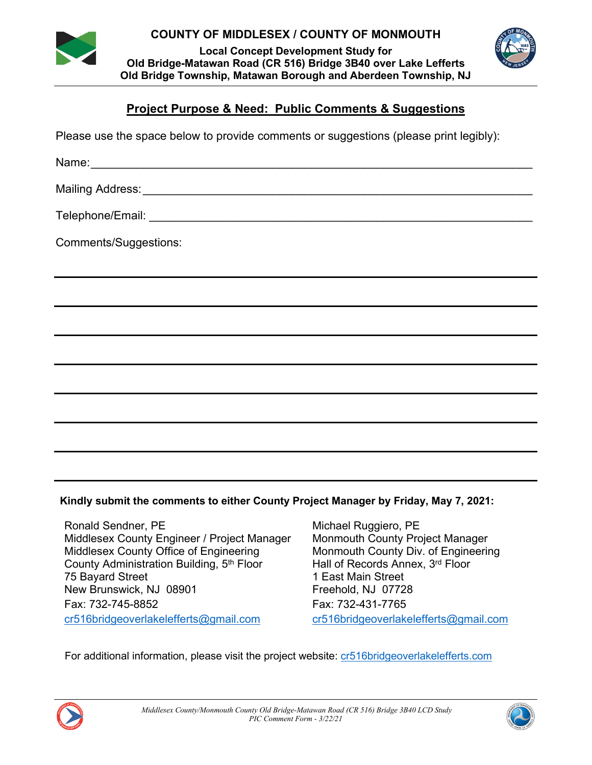**COUNTY OF MIDDLESEX / COUNTY OF MONMOUTH**

**Local Concept Development Study for**
**Old Bridge-Matawan Road (CR 516) Bridge 3B40 over Lake Lefferts**
**Old Bridge Township, Matawan Borough and Aberdeen Township, NJ**

## Project Purpose & Need: Public Comments & Suggestions

Please use the space below to provide comments or suggestions (please print legibly):

Name: ____________________________________________________________________

Mailing Address: ___________________________________________________________

Telephone/Email: ___________________________________________________________

Comments/Suggestions:

______________________________________________________________________________

______________________________________________________________________________

______________________________________________________________________________

______________________________________________________________________________

______________________________________________________________________________

______________________________________________________________________________

______________________________________________________________________________

**Kindly submit the comments to either County Project Manager by Friday, May 7, 2021:**

Ronald Sendner, PE
Middlesex County Engineer / Project Manager
Middlesex County Office of Engineering
County Administration Building, 5th Floor
75 Bayard Street
New Brunswick, NJ 08901
Fax: 732-745-8852
cr516bridgeoverlakelefferts@gmail.com

Michael Ruggiero, PE
Monmouth County Project Manager
Monmouth County Div. of Engineering
Hall of Records Annex, 3rd Floor
1 East Main Street
Freehold, NJ 07728
Fax: 732-431-7765
cr516bridgeoverlakelefferts@gmail.com

For additional information, please visit the project website: cr516bridgeoverlakelefferts.com

*Middlesex County/Monmouth County Old Bridge-Matawan Road (CR 516) Bridge 3B40 LCD Study*
*PIC Comment Form - 3/22/21*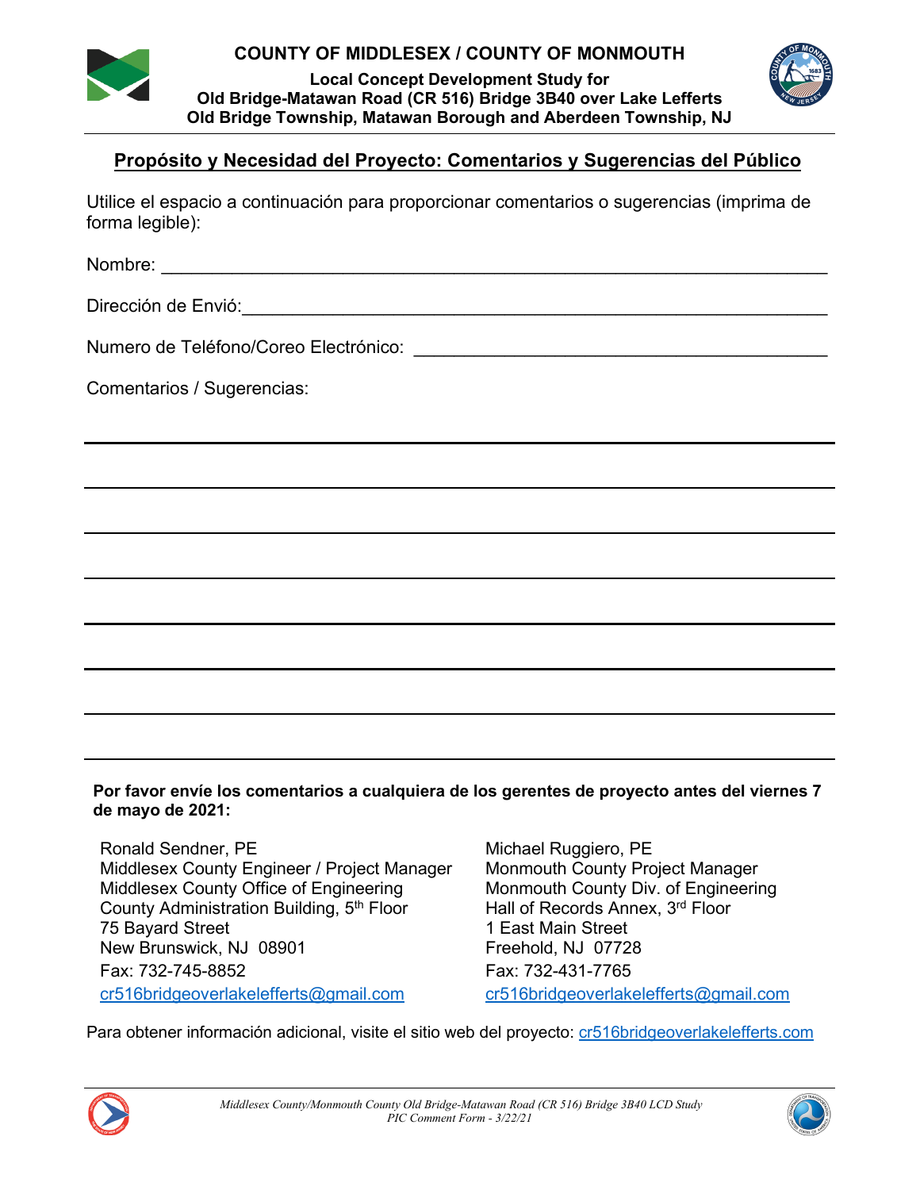**COUNTY OF MIDDLESEX / COUNTY OF MONMOUTH**

**Local Concept Development Study for**
**Old Bridge-Matawan Road (CR 516) Bridge 3B40 over Lake Lefferts**
**Old Bridge Township, Matawan Borough and Aberdeen Township, NJ**

## Propósito y Necesidad del Proyecto: Comentarios y Sugerencias del Público

Utilice el espacio a continuación para proporcionar comentarios o sugerencias (imprima de forma legible):

Nombre: ______________________________________________________________

Dirección de Envió:______________________________________________________

Numero de Teléfono/Coreo Electrónico: ________________________________________

Comentarios / Sugerencias:

______________________________________________________________

______________________________________________________________

______________________________________________________________

______________________________________________________________

______________________________________________________________

______________________________________________________________

______________________________________________________________

______________________________________________________________

**Por favor envíe los comentarios a cualquiera de los gerentes de proyecto antes del viernes 7 de mayo de 2021:**

Ronald Sendner, PE
Middlesex County Engineer / Project Manager
Middlesex County Office of Engineering
County Administration Building, 5th Floor
75 Bayard Street
New Brunswick, NJ 08901
Fax: 732-745-8852
cr516bridgeoverlakelefferts@gmail.com

Michael Ruggiero, PE
Monmouth County Project Manager
Monmouth County Div. of Engineering
Hall of Records Annex, 3rd Floor
1 East Main Street
Freehold, NJ 07728
Fax: 732-431-7765
cr516bridgeoverlakelefferts@gmail.com

Para obtener información adicional, visite el sitio web del proyecto: cr516bridgeoverlakelefferts.com